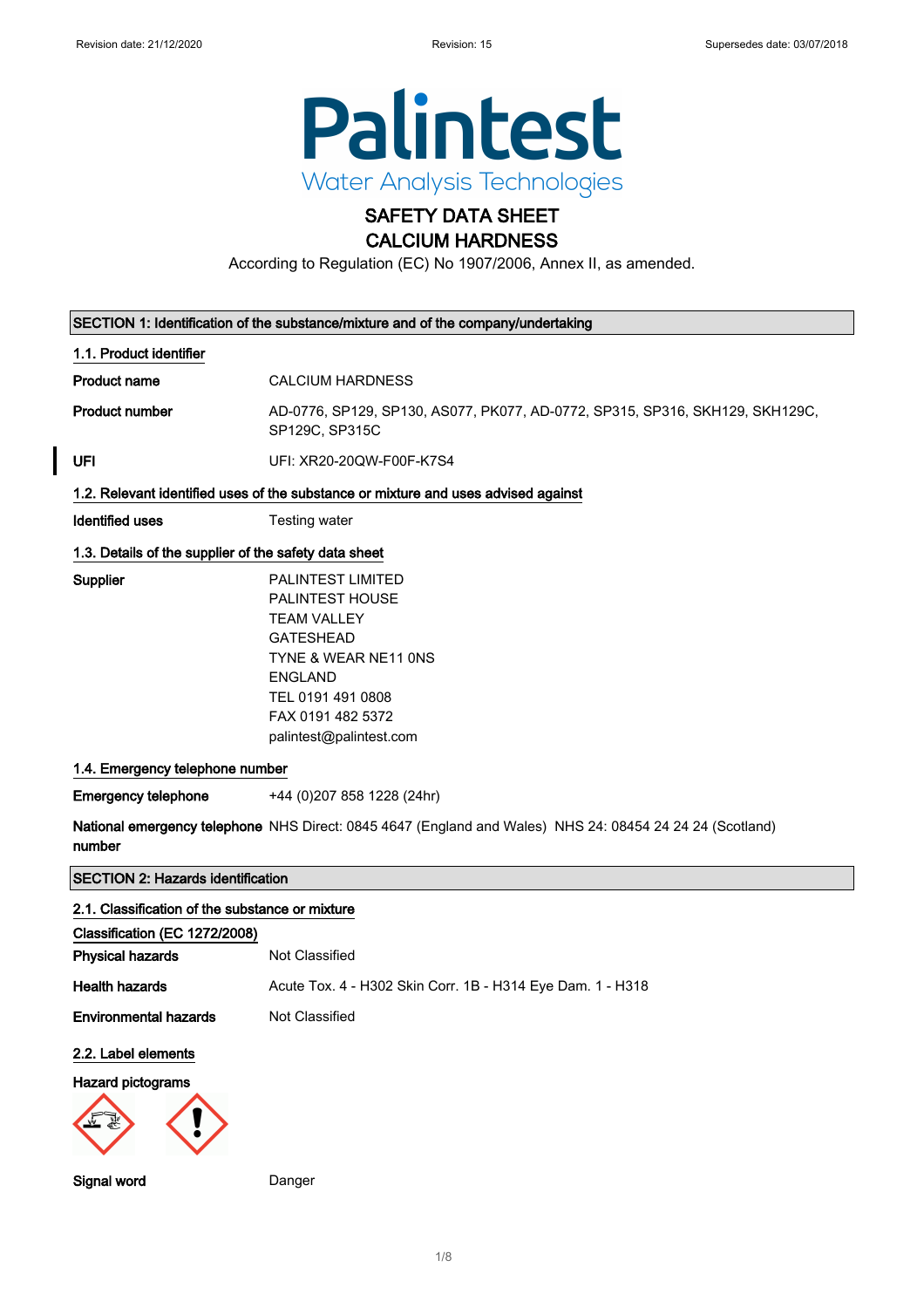Revision date: 21/12/2020 Revision: 15 Supersedes date: 03/07/2018

**Palintest**
Water Analysis Technologies

# SAFETY DATA SHEET
# CALCIUM HARDNESS

According to Regulation (EC) No 1907/2006, Annex II, as amended.

## SECTION 1: Identification of the substance/mixture and of the company/undertaking

### 1.1. Product identifier

| | |
|---|---|
| **Product name** | CALCIUM HARDNESS |
| **Product number** | AD-0776, SP129, SP130, AS077, PK077, AD-0772, SP315, SP316, SKH129, SKH129C, SP129C, SP315C |
| **UFI** | UFI: XR20-20QW-F00F-K7S4 |

### 1.2. Relevant identified uses of the substance or mixture and uses advised against

| | |
|---|---|
| **Identified uses** | Testing water |

### 1.3. Details of the supplier of the safety data sheet

**Supplier**
PALINTEST LIMITED
PALINTEST HOUSE
TEAM VALLEY
GATESHEAD
TYNE & WEAR NE11 0NS
ENGLAND
TEL 0191 491 0808
FAX 0191 482 5372
palintest@palintest.com

### 1.4. Emergency telephone number

| | |
|---|---|
| **Emergency telephone** | +44 (0)207 858 1228 (24hr) |
| **National emergency telephone number** | NHS Direct: 0845 4647 (England and Wales) NHS 24: 08454 24 24 24 (Scotland) |

## SECTION 2: Hazards identification

### 2.1. Classification of the substance or mixture

**Classification (EC 1272/2008)**

| | |
|---|---|
| **Physical hazards** | Not Classified |
| **Health hazards** | Acute Tox. 4 - H302 Skin Corr. 1B - H314 Eye Dam. 1 - H318 |
| **Environmental hazards** | Not Classified |

### 2.2. Label elements

**Hazard pictograms**

| | |
|---|---|
| **Signal word** | Danger |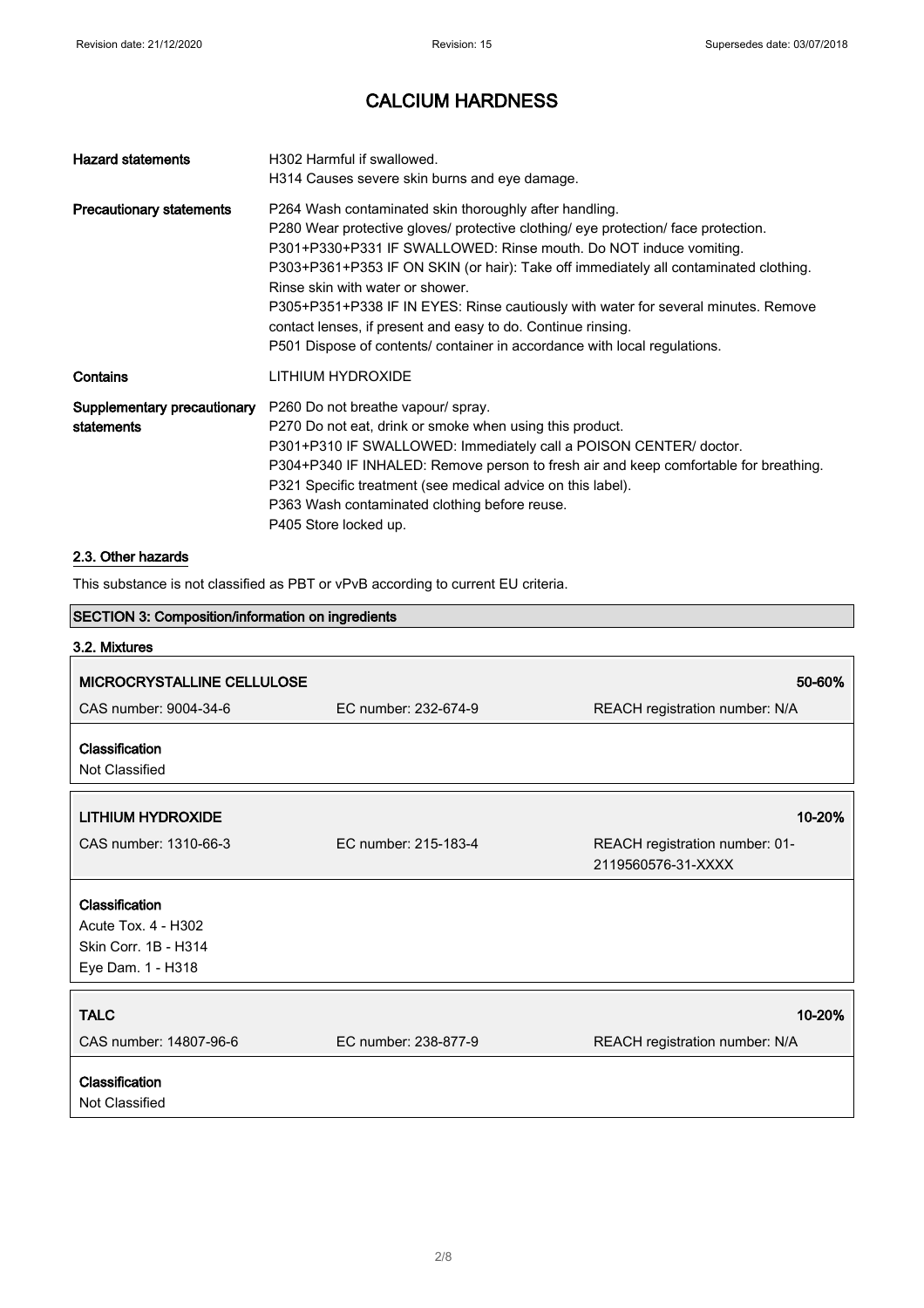| | |
|---|---|
| **Hazard statements** | H302 Harmful if swallowed.<br>H314 Causes severe skin burns and eye damage. |
| **Precautionary statements** | P264 Wash contaminated skin thoroughly after handling.<br>P280 Wear protective gloves/ protective clothing/ eye protection/ face protection.<br>P301+P330+P331 IF SWALLOWED: Rinse mouth. Do NOT induce vomiting.<br>P303+P361+P353 IF ON SKIN (or hair): Take off immediately all contaminated clothing. Rinse skin with water or shower.<br>P305+P351+P338 IF IN EYES: Rinse cautiously with water for several minutes. Remove contact lenses, if present and easy to do. Continue rinsing.<br>P501 Dispose of contents/ container in accordance with local regulations. |
| **Contains** | LITHIUM HYDROXIDE |
| **Supplementary precautionary statements** | P260 Do not breathe vapour/ spray.<br>P270 Do not eat, drink or smoke when using this product.<br>P301+P310 IF SWALLOWED: Immediately call a POISON CENTER/ doctor.<br>P304+P340 IF INHALED: Remove person to fresh air and keep comfortable for breathing.<br>P321 Specific treatment (see medical advice on this label).<br>P363 Wash contaminated clothing before reuse.<br>P405 Store locked up. |

### 2.3. Other hazards

This substance is not classified as PBT or vPvB according to current EU criteria.

## SECTION 3: Composition/information on ingredients

### 3.2. Mixtures

| **MICROCRYSTALLINE CELLULOSE** | | **50-60%** |
|---|---|---|
| CAS number: 9004-34-6 | EC number: 232-674-9 | REACH registration number: N/A |

**Classification**
Not Classified

| **LITHIUM HYDROXIDE** | | **10-20%** |
|---|---|---|
| CAS number: 1310-66-3 | EC number: 215-183-4 | REACH registration number: 01-2119560576-31-XXXX |

**Classification**
Acute Tox. 4 - H302
Skin Corr. 1B - H314
Eye Dam. 1 - H318

| **TALC** | | **10-20%** |
|---|---|---|
| CAS number: 14807-96-6 | EC number: 238-877-9 | REACH registration number: N/A |

**Classification**
Not Classified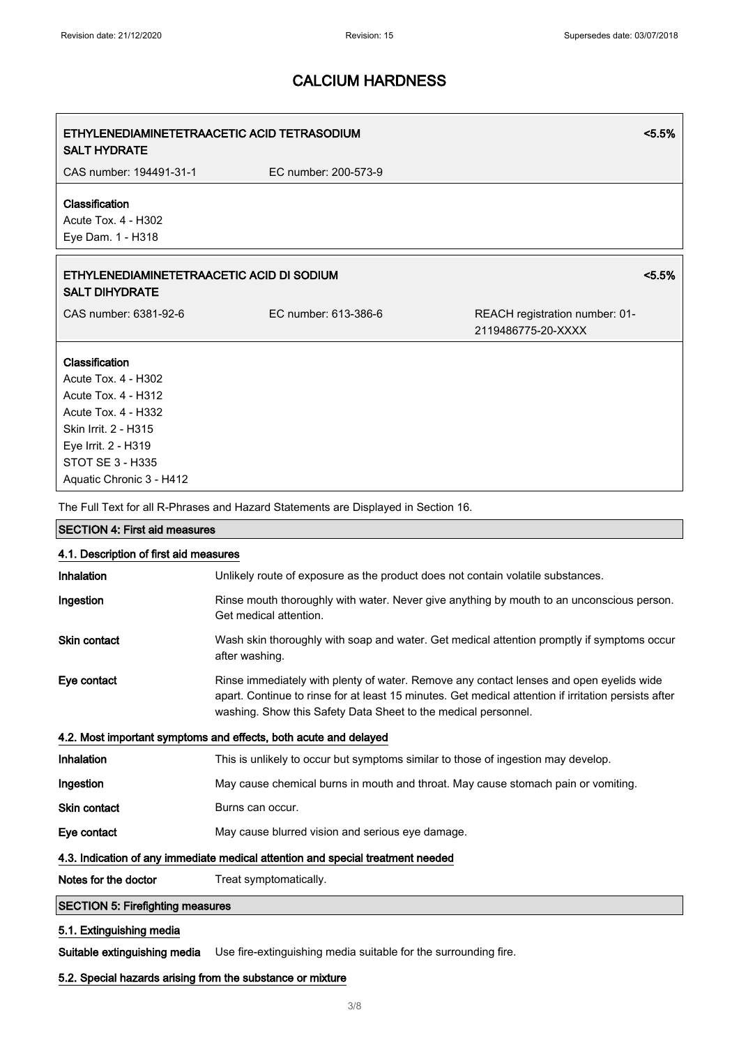# CALCIUM HARDNESS

| ETHYLENEDIAMINETETRAACETIC ACID TETRASODIUM SALT HYDRATE | | <5.5% |
|---|---|---|
| CAS number: 194491-31-1 | EC number: 200-573-9 | |

**Classification**

Acute Tox. 4 - H302
Eye Dam. 1 - H318

| ETHYLENEDIAMINETETRAACETIC ACID DI SODIUM SALT DIHYDRATE | | <5.5% |
|---|---|---|
| CAS number: 6381-92-6 | EC number: 613-386-6 | REACH registration number: 01-2119486775-20-XXXX |

**Classification**

Acute Tox. 4 - H302
Acute Tox. 4 - H312
Acute Tox. 4 - H332
Skin Irrit. 2 - H315
Eye Irrit. 2 - H319
STOT SE 3 - H335
Aquatic Chronic 3 - H412

The Full Text for all R-Phrases and Hazard Statements are Displayed in Section 16.

## SECTION 4: First aid measures

### 4.1. Description of first aid measures

**Inhalation** Unlikely route of exposure as the product does not contain volatile substances.

**Ingestion** Rinse mouth thoroughly with water. Never give anything by mouth to an unconscious person. Get medical attention.

**Skin contact** Wash skin thoroughly with soap and water. Get medical attention promptly if symptoms occur after washing.

**Eye contact** Rinse immediately with plenty of water. Remove any contact lenses and open eyelids wide apart. Continue to rinse for at least 15 minutes. Get medical attention if irritation persists after washing. Show this Safety Data Sheet to the medical personnel.

### 4.2. Most important symptoms and effects, both acute and delayed

**Inhalation** This is unlikely to occur but symptoms similar to those of ingestion may develop.

**Ingestion** May cause chemical burns in mouth and throat. May cause stomach pain or vomiting.

**Skin contact** Burns can occur.

**Eye contact** May cause blurred vision and serious eye damage.

### 4.3. Indication of any immediate medical attention and special treatment needed

**Notes for the doctor** Treat symptomatically.

## SECTION 5: Firefighting measures

### 5.1. Extinguishing media

**Suitable extinguishing media** Use fire-extinguishing media suitable for the surrounding fire.

### 5.2. Special hazards arising from the substance or mixture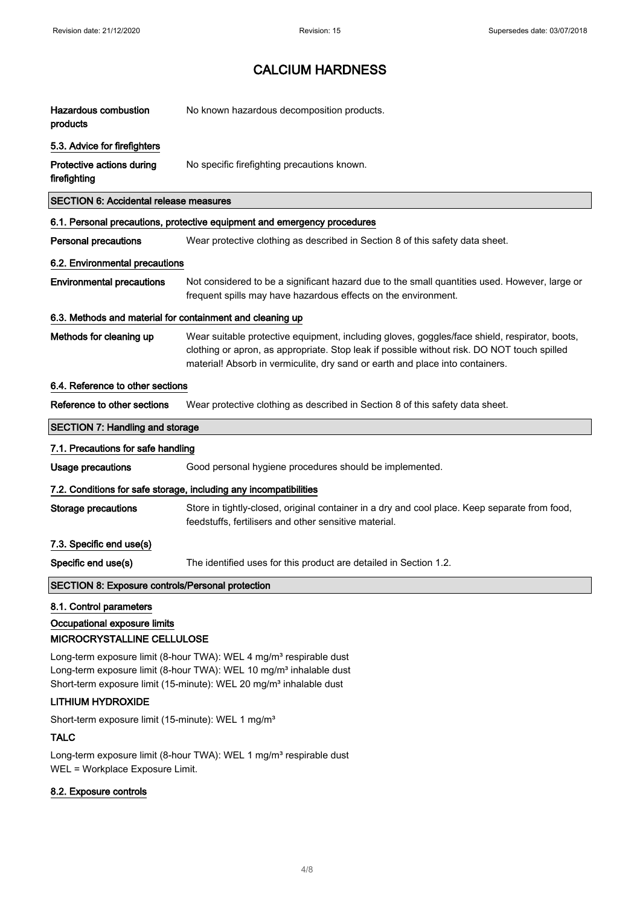# CALCIUM HARDNESS

| | |
|---|---|
| **Hazardous combustion products** | No known hazardous decomposition products. |

**5.3. Advice for firefighters**

| | |
|---|---|
| **Protective actions during firefighting** | No specific firefighting precautions known. |

## SECTION 6: Accidental release measures

**6.1. Personal precautions, protective equipment and emergency procedures**

| | |
|---|---|
| **Personal precautions** | Wear protective clothing as described in Section 8 of this safety data sheet. |

**6.2. Environmental precautions**

| | |
|---|---|
| **Environmental precautions** | Not considered to be a significant hazard due to the small quantities used. However, large or frequent spills may have hazardous effects on the environment. |

**6.3. Methods and material for containment and cleaning up**

| | |
|---|---|
| **Methods for cleaning up** | Wear suitable protective equipment, including gloves, goggles/face shield, respirator, boots, clothing or apron, as appropriate. Stop leak if possible without risk. DO NOT touch spilled material! Absorb in vermiculite, dry sand or earth and place into containers. |

**6.4. Reference to other sections**

| | |
|---|---|
| **Reference to other sections** | Wear protective clothing as described in Section 8 of this safety data sheet. |

## SECTION 7: Handling and storage

**7.1. Precautions for safe handling**

| | |
|---|---|
| **Usage precautions** | Good personal hygiene procedures should be implemented. |

**7.2. Conditions for safe storage, including any incompatibilities**

| | |
|---|---|
| **Storage precautions** | Store in tightly-closed, original container in a dry and cool place. Keep separate from food, feedstuffs, fertilisers and other sensitive material. |

**7.3. Specific end use(s)**

| | |
|---|---|
| **Specific end use(s)** | The identified uses for this product are detailed in Section 1.2. |

## SECTION 8: Exposure controls/Personal protection

**8.1. Control parameters**

**Occupational exposure limits**

**MICROCRYSTALLINE CELLULOSE**

Long-term exposure limit (8-hour TWA): WEL 4 mg/m³ respirable dust
Long-term exposure limit (8-hour TWA): WEL 10 mg/m³ inhalable dust
Short-term exposure limit (15-minute): WEL 20 mg/m³ inhalable dust

**LITHIUM HYDROXIDE**

Short-term exposure limit (15-minute): WEL 1 mg/m³

**TALC**

Long-term exposure limit (8-hour TWA): WEL 1 mg/m³ respirable dust
WEL = Workplace Exposure Limit.

**8.2. Exposure controls**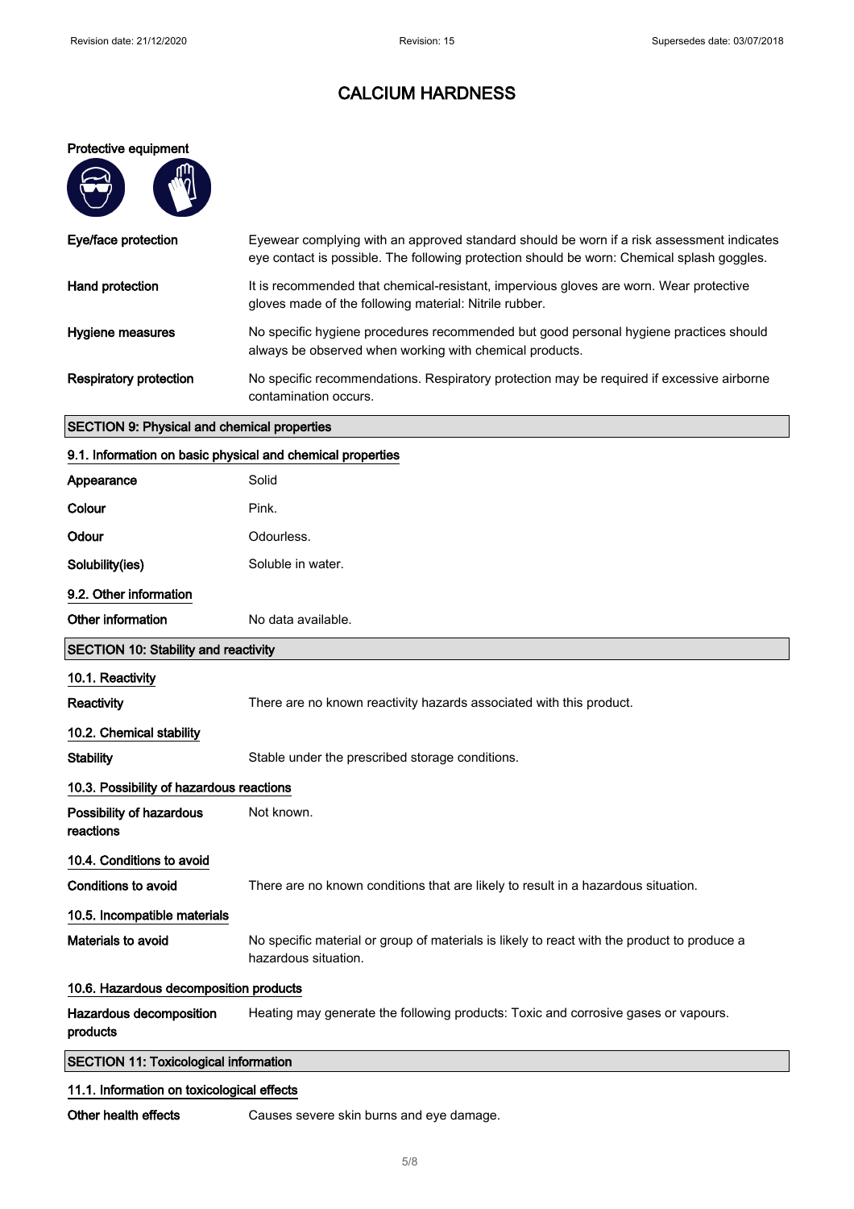# CALCIUM HARDNESS

**Protective equipment**

| | |
|---|---|
| **Eye/face protection** | Eyewear complying with an approved standard should be worn if a risk assessment indicates eye contact is possible. The following protection should be worn: Chemical splash goggles. |
| **Hand protection** | It is recommended that chemical-resistant, impervious gloves are worn. Wear protective gloves made of the following material: Nitrile rubber. |
| **Hygiene measures** | No specific hygiene procedures recommended but good personal hygiene practices should always be observed when working with chemical products. |
| **Respiratory protection** | No specific recommendations. Respiratory protection may be required if excessive airborne contamination occurs. |

## SECTION 9: Physical and chemical properties

### 9.1. Information on basic physical and chemical properties

| | |
|---|---|
| **Appearance** | Solid |
| **Colour** | Pink. |
| **Odour** | Odourless. |
| **Solubility(ies)** | Soluble in water. |

### 9.2. Other information

| | |
|---|---|
| **Other information** | No data available. |

## SECTION 10: Stability and reactivity

### 10.1. Reactivity

| | |
|---|---|
| **Reactivity** | There are no known reactivity hazards associated with this product. |

### 10.2. Chemical stability

| | |
|---|---|
| **Stability** | Stable under the prescribed storage conditions. |

### 10.3. Possibility of hazardous reactions

| | |
|---|---|
| **Possibility of hazardous reactions** | Not known. |

### 10.4. Conditions to avoid

| | |
|---|---|
| **Conditions to avoid** | There are no known conditions that are likely to result in a hazardous situation. |

### 10.5. Incompatible materials

| | |
|---|---|
| **Materials to avoid** | No specific material or group of materials is likely to react with the product to produce a hazardous situation. |

### 10.6. Hazardous decomposition products

| | |
|---|---|
| **Hazardous decomposition products** | Heating may generate the following products: Toxic and corrosive gases or vapours. |

## SECTION 11: Toxicological information

### 11.1. Information on toxicological effects

| | |
|---|---|
| **Other health effects** | Causes severe skin burns and eye damage. |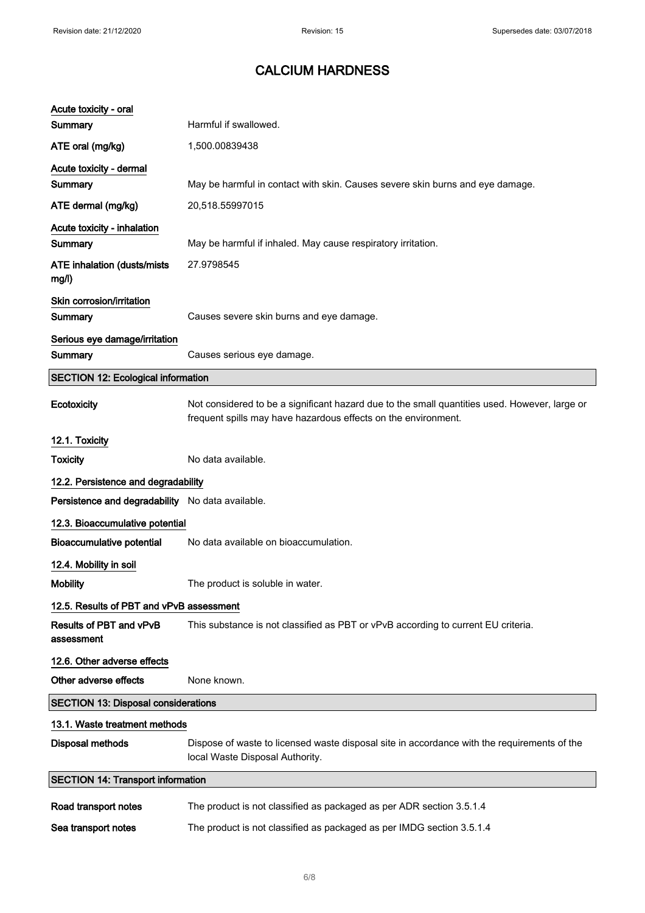# CALCIUM HARDNESS

**Acute toxicity - oral**

| | |
|---|---|
| **Summary** | Harmful if swallowed. |
| **ATE oral (mg/kg)** | 1,500.00839438 |

**Acute toxicity - dermal**

| | |
|---|---|
| **Summary** | May be harmful in contact with skin. Causes severe skin burns and eye damage. |
| **ATE dermal (mg/kg)** | 20,518.55997015 |

**Acute toxicity - inhalation**

| | |
|---|---|
| **Summary** | May be harmful if inhaled. May cause respiratory irritation. |
| **ATE inhalation (dusts/mists mg/l)** | 27.9798545 |

**Skin corrosion/irritation**

| | |
|---|---|
| **Summary** | Causes severe skin burns and eye damage. |

**Serious eye damage/irritation**

| | |
|---|---|
| **Summary** | Causes serious eye damage. |

## SECTION 12: Ecological information

| | |
|---|---|
| **Ecotoxicity** | Not considered to be a significant hazard due to the small quantities used. However, large or frequent spills may have hazardous effects on the environment. |

### 12.1. Toxicity

| | |
|---|---|
| **Toxicity** | No data available. |

### 12.2. Persistence and degradability

| | |
|---|---|
| **Persistence and degradability** | No data available. |

### 12.3. Bioaccumulative potential

| | |
|---|---|
| **Bioaccumulative potential** | No data available on bioaccumulation. |

### 12.4. Mobility in soil

| | |
|---|---|
| **Mobility** | The product is soluble in water. |

### 12.5. Results of PBT and vPvB assessment

| | |
|---|---|
| **Results of PBT and vPvB assessment** | This substance is not classified as PBT or vPvB according to current EU criteria. |

### 12.6. Other adverse effects

| | |
|---|---|
| **Other adverse effects** | None known. |

## SECTION 13: Disposal considerations

### 13.1. Waste treatment methods

| | |
|---|---|
| **Disposal methods** | Dispose of waste to licensed waste disposal site in accordance with the requirements of the local Waste Disposal Authority. |

## SECTION 14: Transport information

| | |
|---|---|
| **Road transport notes** | The product is not classified as packaged as per ADR section 3.5.1.4 |
| **Sea transport notes** | The product is not classified as packaged as per IMDG section 3.5.1.4 |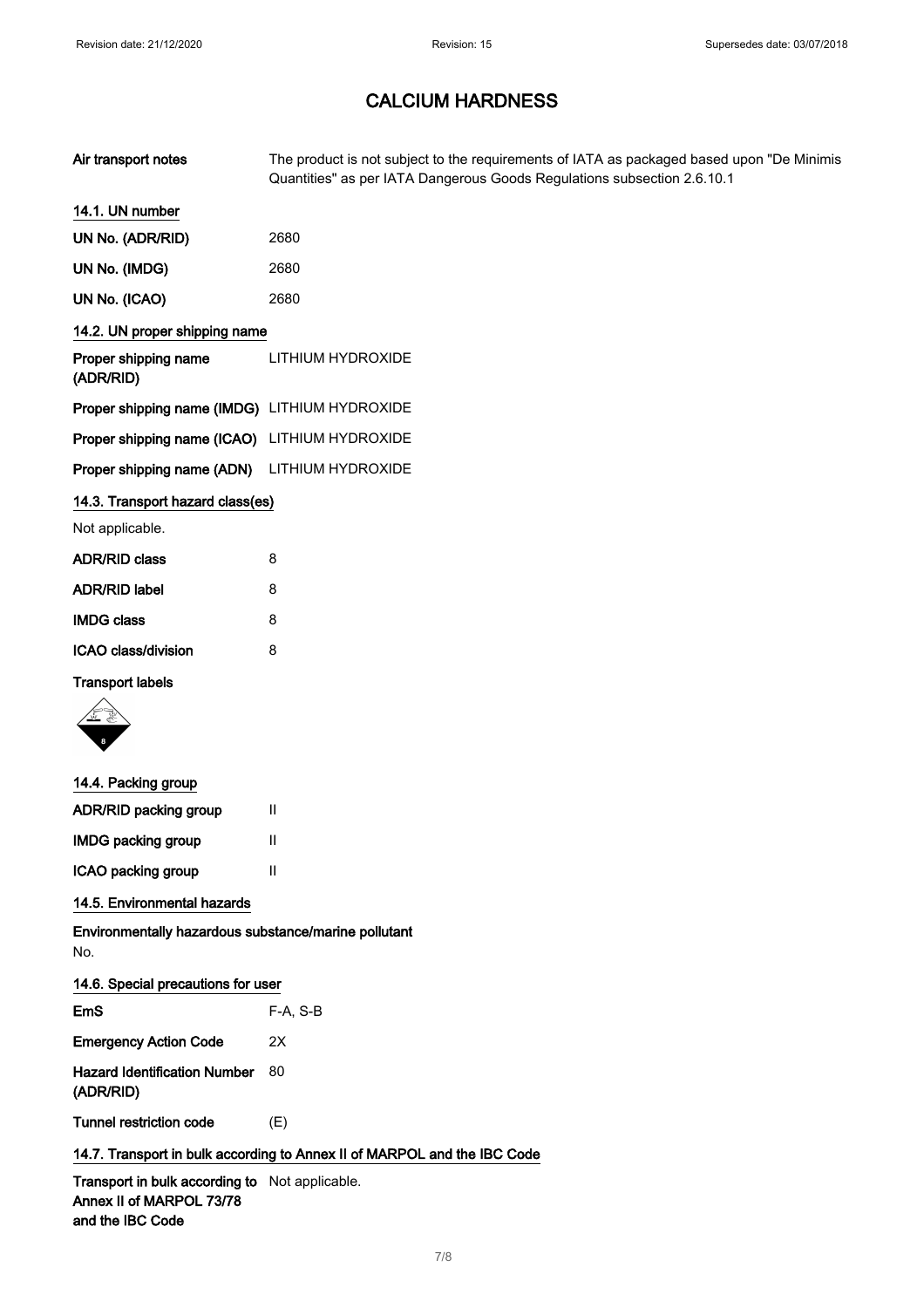# CALCIUM HARDNESS

| | |
|---|---|
| **Air transport notes** | The product is not subject to the requirements of IATA as packaged based upon "De Minimis Quantities" as per IATA Dangerous Goods Regulations subsection 2.6.10.1 |

### 14.1. UN number

| | |
|---|---|
| **UN No. (ADR/RID)** | 2680 |
| **UN No. (IMDG)** | 2680 |
| **UN No. (ICAO)** | 2680 |

### 14.2. UN proper shipping name

| | |
|---|---|
| **Proper shipping name (ADR/RID)** | LITHIUM HYDROXIDE |
| **Proper shipping name (IMDG)** | LITHIUM HYDROXIDE |
| **Proper shipping name (ICAO)** | LITHIUM HYDROXIDE |
| **Proper shipping name (ADN)** | LITHIUM HYDROXIDE |

### 14.3. Transport hazard class(es)

Not applicable.

| | |
|---|---|
| **ADR/RID class** | 8 |
| **ADR/RID label** | 8 |
| **IMDG class** | 8 |
| **ICAO class/division** | 8 |

**Transport labels**

### 14.4. Packing group

| | |
|---|---|
| **ADR/RID packing group** | II |
| **IMDG packing group** | II |
| **ICAO packing group** | II |

### 14.5. Environmental hazards

**Environmentally hazardous substance/marine pollutant**

No.

### 14.6. Special precautions for user

| | |
|---|---|
| **EmS** | F-A, S-B |
| **Emergency Action Code** | 2X |
| **Hazard Identification Number (ADR/RID)** | 80 |
| **Tunnel restriction code** | (E) |

### 14.7. Transport in bulk according to Annex II of MARPOL and the IBC Code

| | |
|---|---|
| **Transport in bulk according to Annex II of MARPOL 73/78 and the IBC Code** | Not applicable. |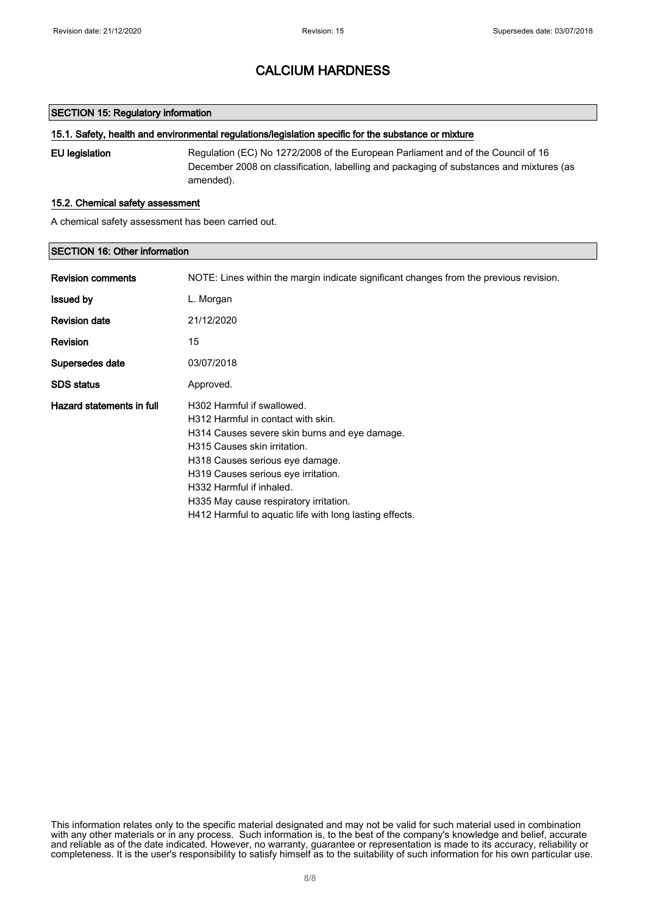# CALCIUM HARDNESS

## SECTION 15: Regulatory information

### 15.1. Safety, health and environmental regulations/legislation specific for the substance or mixture

**EU legislation** Regulation (EC) No 1272/2008 of the European Parliament and of the Council of 16 December 2008 on classification, labelling and packaging of substances and mixtures (as amended).

### 15.2. Chemical safety assessment

A chemical safety assessment has been carried out.

## SECTION 16: Other information

| | |
|---|---|
| **Revision comments** | NOTE: Lines within the margin indicate significant changes from the previous revision. |
| **Issued by** | L. Morgan |
| **Revision date** | 21/12/2020 |
| **Revision** | 15 |
| **Supersedes date** | 03/07/2018 |
| **SDS status** | Approved. |
| **Hazard statements in full** | H302 Harmful if swallowed.<br>H312 Harmful in contact with skin.<br>H314 Causes severe skin burns and eye damage.<br>H315 Causes skin irritation.<br>H318 Causes serious eye damage.<br>H319 Causes serious eye irritation.<br>H332 Harmful if inhaled.<br>H335 May cause respiratory irritation.<br>H412 Harmful to aquatic life with long lasting effects. |

This information relates only to the specific material designated and may not be valid for such material used in combination with any other materials or in any process. Such information is, to the best of the company's knowledge and belief, accurate and reliable as of the date indicated. However, no warranty, guarantee or representation is made to its accuracy, reliability or completeness. It is the user's responsibility to satisfy himself as to the suitability of such information for his own particular use.